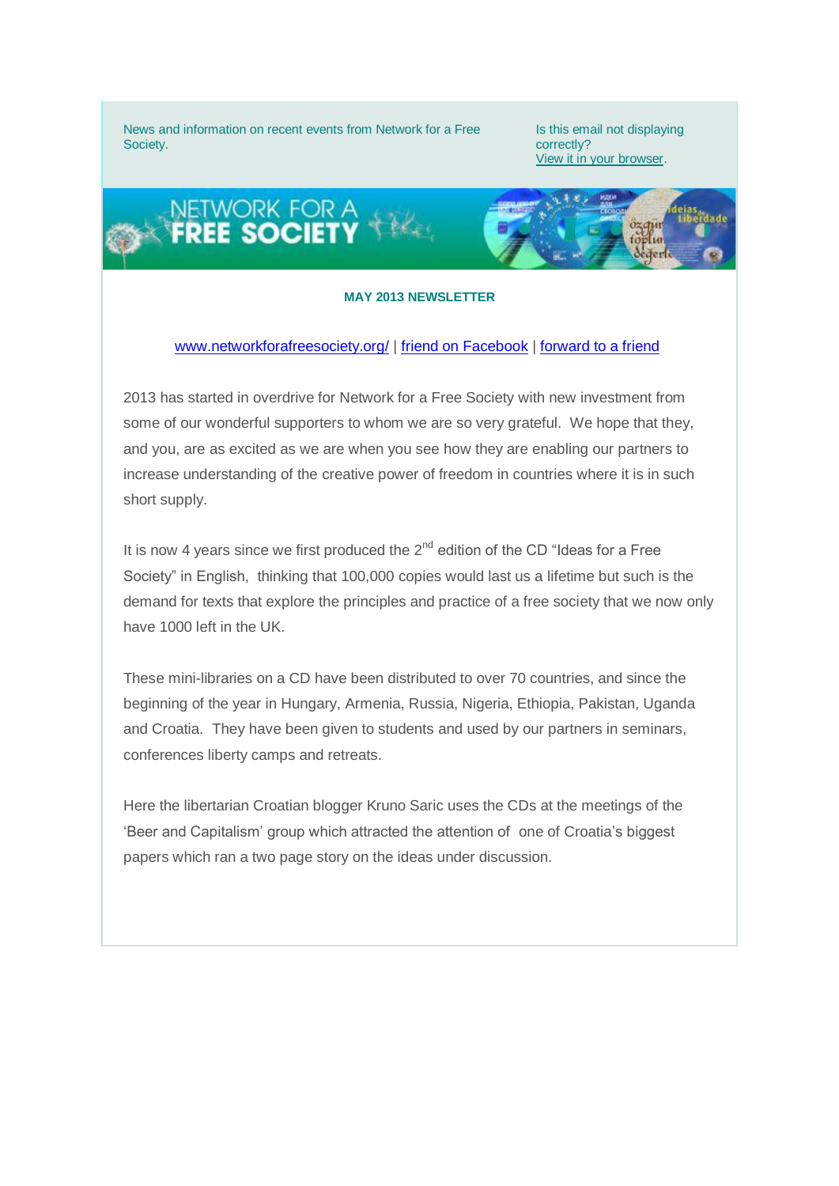News and information on recent events from Network for a Free Society.

Is this email not displaying correctly?
[View it in your browser](#).

**MAY 2013 NEWSLETTER**

[www.networkforafreesociety.org/](http://www.networkforafreesociety.org/) | [friend on Facebook](#) | [forward to a friend](#)

2013 has started in overdrive for Network for a Free Society with new investment from some of our wonderful supporters to whom we are so very grateful. We hope that they, and you, are as excited as we are when you see how they are enabling our partners to increase understanding of the creative power of freedom in countries where it is in such short supply.

It is now 4 years since we first produced the 2nd edition of the CD “Ideas for a Free Society” in English, thinking that 100,000 copies would last us a lifetime but such is the demand for texts that explore the principles and practice of a free society that we now only have 1000 left in the UK.

These mini-libraries on a CD have been distributed to over 70 countries, and since the beginning of the year in Hungary, Armenia, Russia, Nigeria, Ethiopia, Pakistan, Uganda and Croatia. They have been given to students and used by our partners in seminars, conferences liberty camps and retreats.

Here the libertarian Croatian blogger Kruno Saric uses the CDs at the meetings of the ‘Beer and Capitalism’ group which attracted the attention of one of Croatia’s biggest papers which ran a two page story on the ideas under discussion.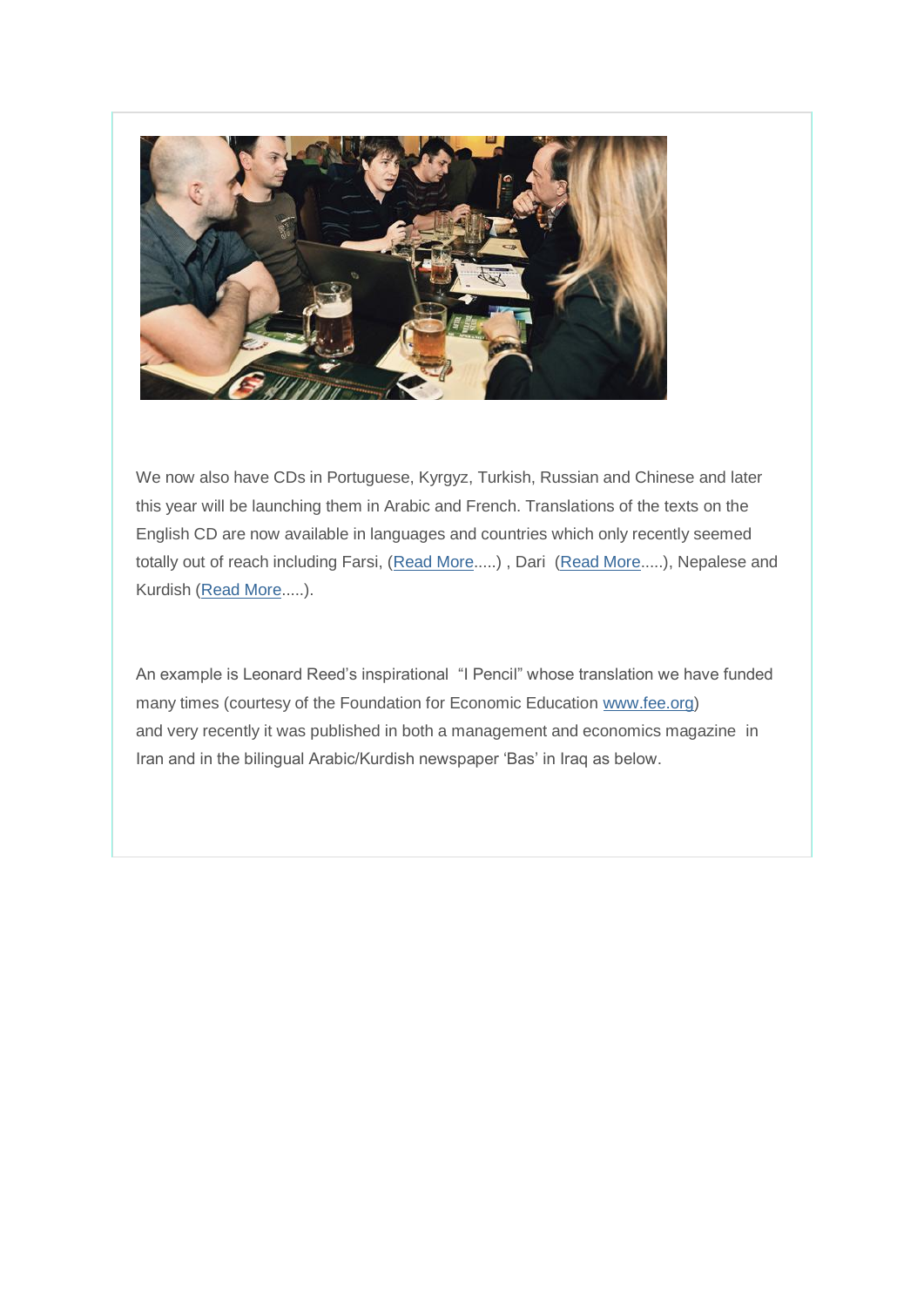We now also have CDs in Portuguese, Kyrgyz, Turkish, Russian and Chinese and later this year will be launching them in Arabic and French. Translations of the texts on the English CD are now available in languages and countries which only recently seemed totally out of reach including Farsi, (Read More.....) , Dari (Read More.....), Nepalese and Kurdish (Read More.....).

An example is Leonard Reed's inspirational "I Pencil" whose translation we have funded many times (courtesy of the Foundation for Economic Education www.fee.org) and very recently it was published in both a management and economics magazine in Iran and in the bilingual Arabic/Kurdish newspaper 'Bas' in Iraq as below.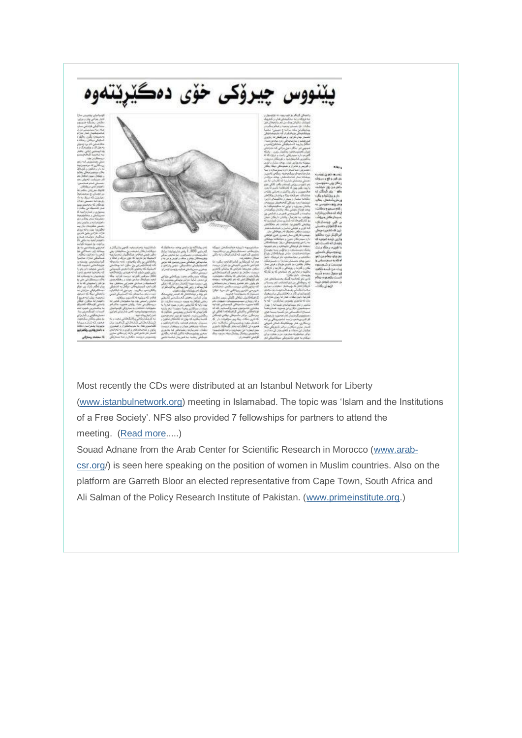# پێنووس چیرۆکی خۆی دەگێڕێتەوە

Most recently the CDs were distributed at an Istanbul Network for Liberty (www.istanbulnetwork.org) meeting in Islamabad. The topic was 'Islam and the Institutions of a Free Society'. NFS also provided 7 fellowships for partners to attend the meeting. (Read more.....)

Souad Adnane from the Arab Center for Scientific Research in Morocco (www.arab-csr.org/) is seen here speaking on the position of women in Muslim countries. Also on the platform are Garreth Bloor an elected representative from Cape Town, South Africa and Ali Salman of the Policy Research Institute of Pakistan. (www.primeinstitute.org.)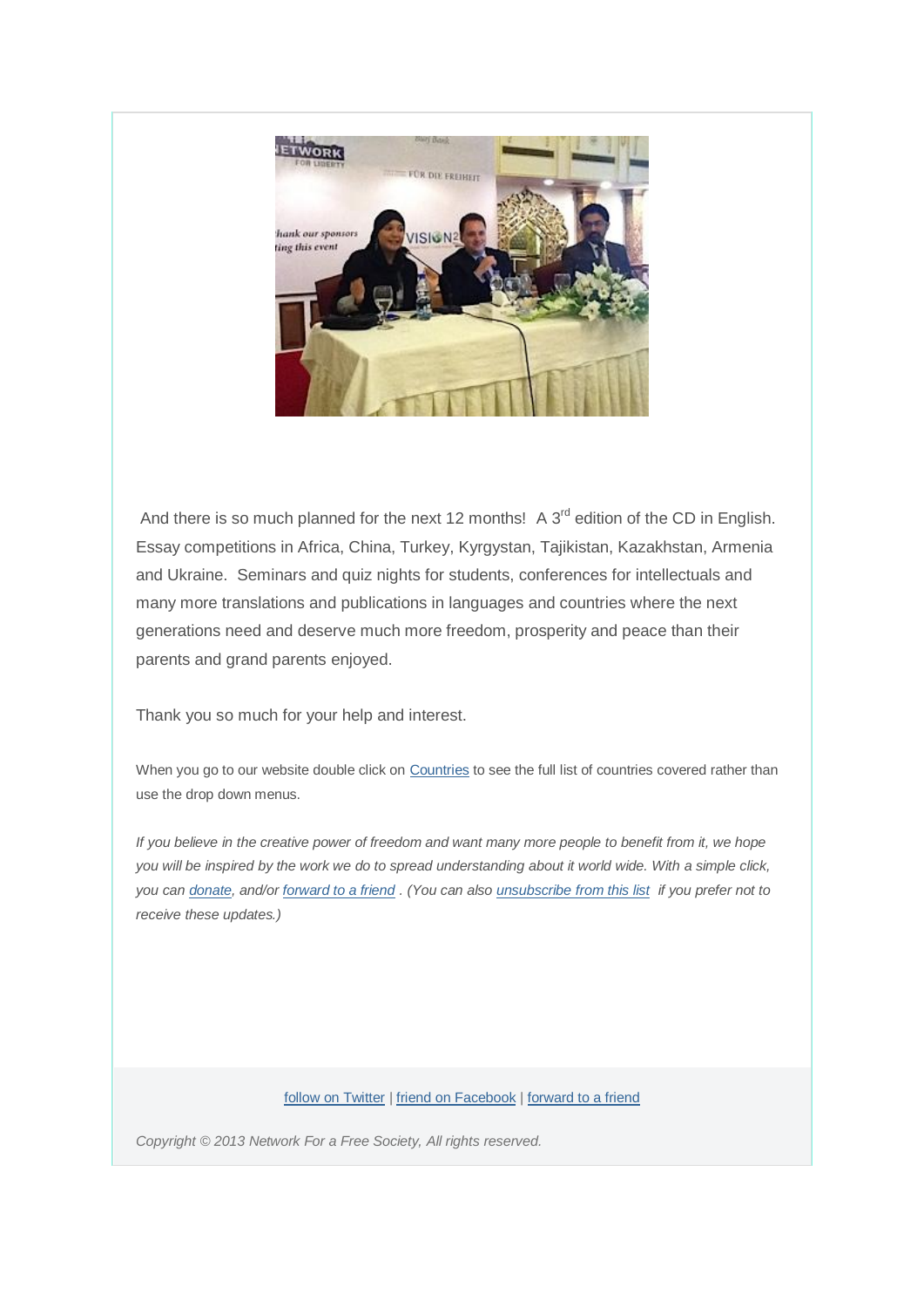And there is so much planned for the next 12 months! A 3rd edition of the CD in English. Essay competitions in Africa, China, Turkey, Kyrgystan, Tajikistan, Kazakhstan, Armenia and Ukraine. Seminars and quiz nights for students, conferences for intellectuals and many more translations and publications in languages and countries where the next generations need and deserve much more freedom, prosperity and peace than their parents and grand parents enjoyed.

Thank you so much for your help and interest.

When you go to our website double click on Countries to see the full list of countries covered rather than use the drop down menus.

*If you believe in the creative power of freedom and want many more people to benefit from it, we hope you will be inspired by the work we do to spread understanding about it world wide. With a simple click, you can donate, and/or forward to a friend . (You can also unsubscribe from this list if you prefer not to receive these updates.)*

follow on Twitter | friend on Facebook | forward to a friend

*Copyright © 2013 Network For a Free Society, All rights reserved.*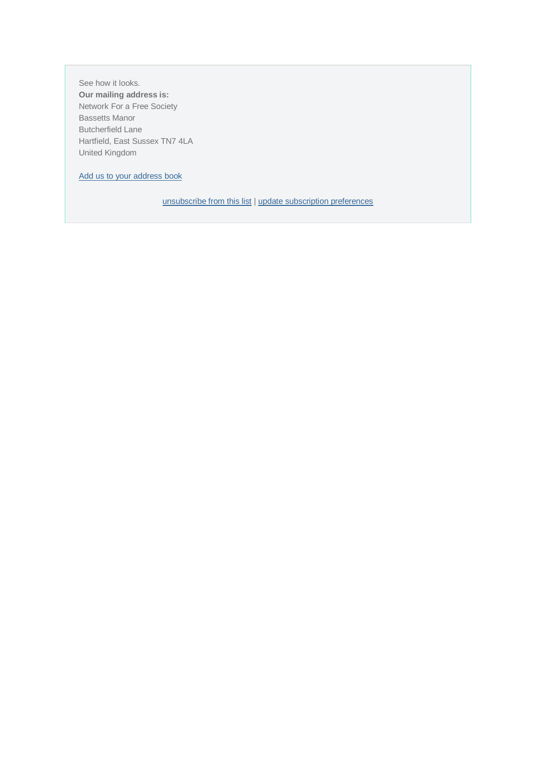See how it looks.
**Our mailing address is:**
Network For a Free Society
Bassetts Manor
Butcherfield Lane
Hartfield, East Sussex TN7 4LA
United Kingdom

Add us to your address book

unsubscribe from this list | update subscription preferences